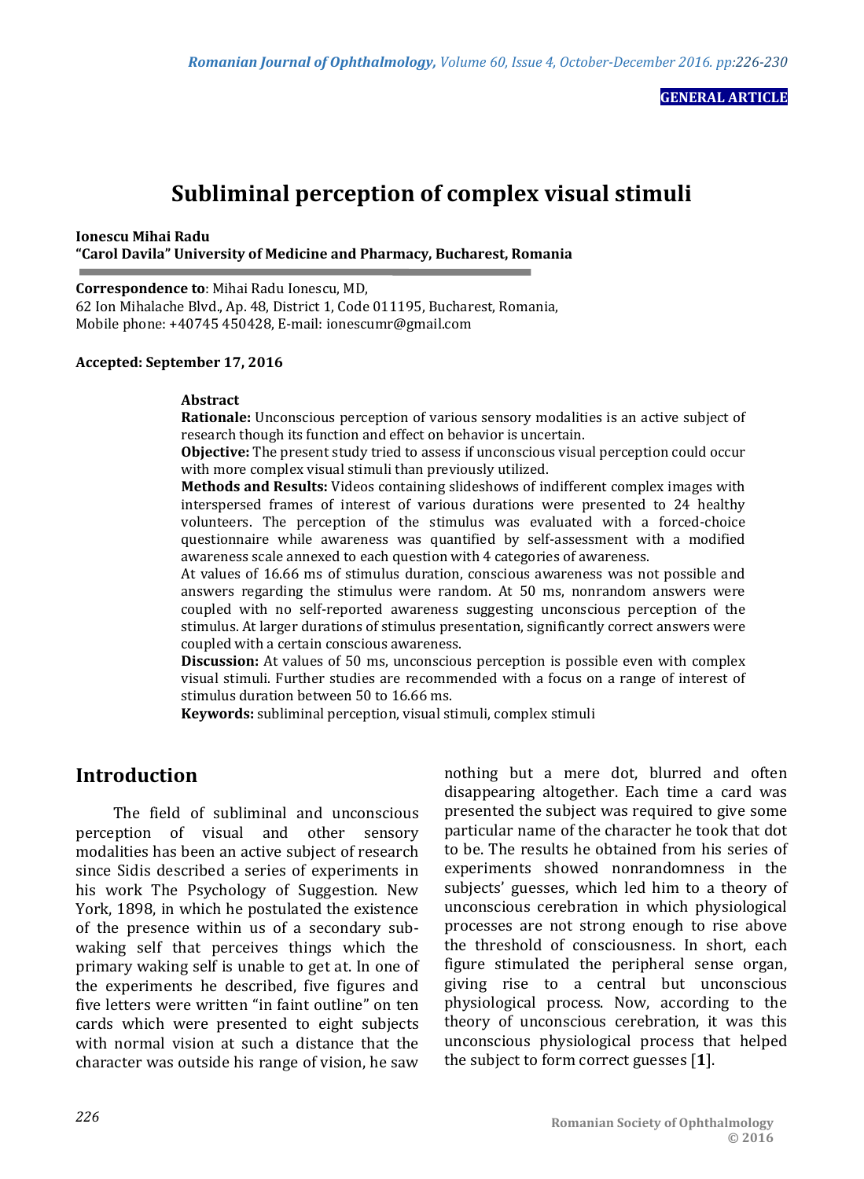**GENERAL ARTICLE**

# Subliminal perception of complex visual stimuli

**Ionescu Mihai Radu**
**"Carol Davila" University of Medicine and Pharmacy, Bucharest, Romania**

**Correspondence to**: Mihai Radu Ionescu, MD,
62 Ion Mihalache Blvd., Ap. 48, District 1, Code 011195, Bucharest, Romania,
Mobile phone: +40745 450428, E-mail: ionescumr@gmail.com

**Accepted: September 17, 2016**

**Abstract**

**Rationale:** Unconscious perception of various sensory modalities is an active subject of research though its function and effect on behavior is uncertain.

**Objective:** The present study tried to assess if unconscious visual perception could occur with more complex visual stimuli than previously utilized.

**Methods and Results:** Videos containing slideshows of indifferent complex images with interspersed frames of interest of various durations were presented to 24 healthy volunteers. The perception of the stimulus was evaluated with a forced-choice questionnaire while awareness was quantified by self-assessment with a modified awareness scale annexed to each question with 4 categories of awareness.

At values of 16.66 ms of stimulus duration, conscious awareness was not possible and answers regarding the stimulus were random. At 50 ms, nonrandom answers were coupled with no self-reported awareness suggesting unconscious perception of the stimulus. At larger durations of stimulus presentation, significantly correct answers were coupled with a certain conscious awareness.

**Discussion:** At values of 50 ms, unconscious perception is possible even with complex visual stimuli. Further studies are recommended with a focus on a range of interest of stimulus duration between 50 to 16.66 ms.

**Keywords:** subliminal perception, visual stimuli, complex stimuli

## Introduction

The field of subliminal and unconscious perception of visual and other sensory modalities has been an active subject of research since Sidis described a series of experiments in his work The Psychology of Suggestion. New York, 1898, in which he postulated the existence of the presence within us of a secondary sub-waking self that perceives things which the primary waking self is unable to get at. In one of the experiments he described, five figures and five letters were written "in faint outline" on ten cards which were presented to eight subjects with normal vision at such a distance that the character was outside his range of vision, he saw nothing but a mere dot, blurred and often disappearing altogether. Each time a card was presented the subject was required to give some particular name of the character he took that dot to be. The results he obtained from his series of experiments showed nonrandomness in the subjects' guesses, which led him to a theory of unconscious cerebration in which physiological processes are not strong enough to rise above the threshold of consciousness. In short, each figure stimulated the peripheral sense organ, giving rise to a central but unconscious physiological process. Now, according to the theory of unconscious cerebration, it was this unconscious physiological process that helped the subject to form correct guesses [**1**].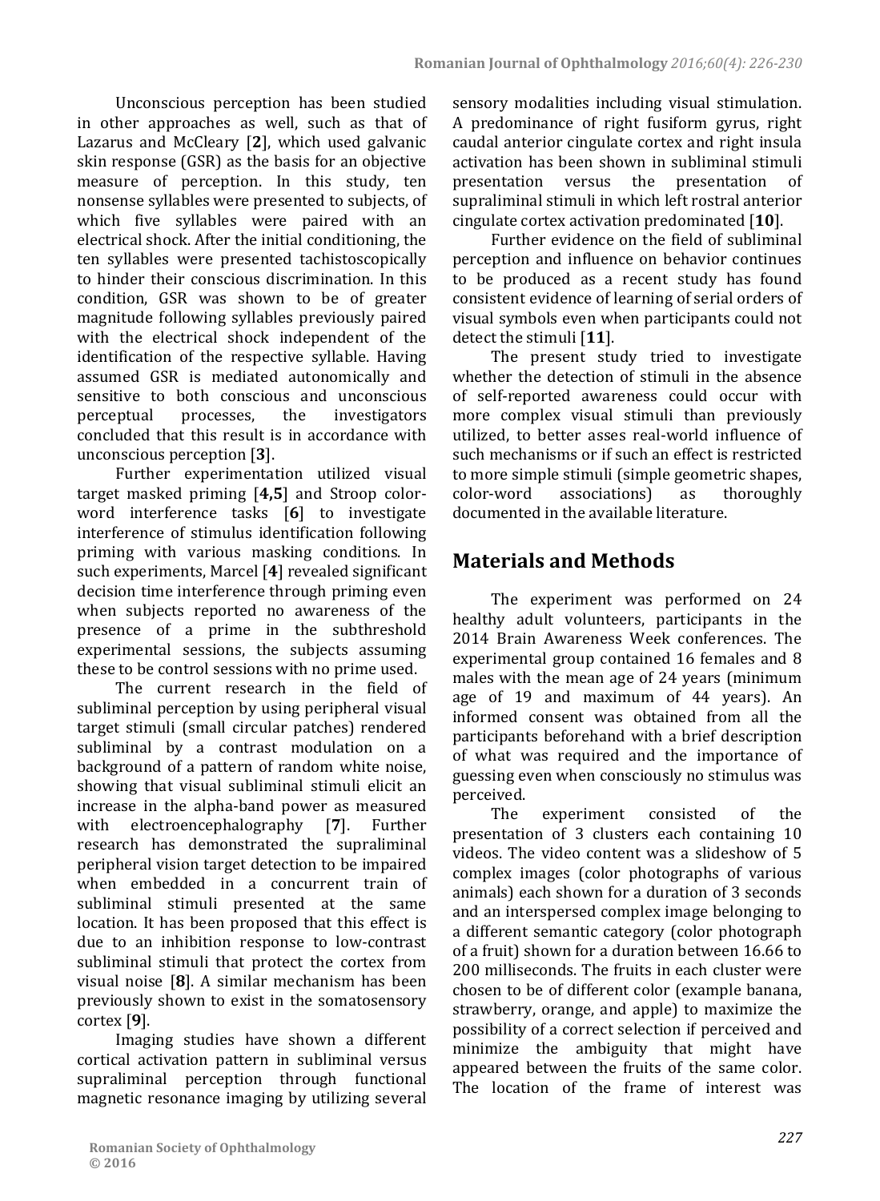Unconscious perception has been studied in other approaches as well, such as that of Lazarus and McCleary [**2**], which used galvanic skin response (GSR) as the basis for an objective measure of perception. In this study, ten nonsense syllables were presented to subjects, of which five syllables were paired with an electrical shock. After the initial conditioning, the ten syllables were presented tachistoscopically to hinder their conscious discrimination. In this condition, GSR was shown to be of greater magnitude following syllables previously paired with the electrical shock independent of the identification of the respective syllable. Having assumed GSR is mediated autonomically and sensitive to both conscious and unconscious perceptual processes, the investigators concluded that this result is in accordance with unconscious perception [**3**].

Further experimentation utilized visual target masked priming [**4,5**] and Stroop color-word interference tasks [**6**] to investigate interference of stimulus identification following priming with various masking conditions. In such experiments, Marcel [**4**] revealed significant decision time interference through priming even when subjects reported no awareness of the presence of a prime in the subthreshold experimental sessions, the subjects assuming these to be control sessions with no prime used.

The current research in the field of subliminal perception by using peripheral visual target stimuli (small circular patches) rendered subliminal by a contrast modulation on a background of a pattern of random white noise, showing that visual subliminal stimuli elicit an increase in the alpha-band power as measured with electroencephalography [**7**]. Further research has demonstrated the supraliminal peripheral vision target detection to be impaired when embedded in a concurrent train of subliminal stimuli presented at the same location. It has been proposed that this effect is due to an inhibition response to low-contrast subliminal stimuli that protect the cortex from visual noise [**8**]. A similar mechanism has been previously shown to exist in the somatosensory cortex [**9**].

Imaging studies have shown a different cortical activation pattern in subliminal versus supraliminal perception through functional magnetic resonance imaging by utilizing several sensory modalities including visual stimulation. A predominance of right fusiform gyrus, right caudal anterior cingulate cortex and right insula activation has been shown in subliminal stimuli presentation versus the presentation of supraliminal stimuli in which left rostral anterior cingulate cortex activation predominated [**10**].

Further evidence on the field of subliminal perception and influence on behavior continues to be produced as a recent study has found consistent evidence of learning of serial orders of visual symbols even when participants could not detect the stimuli [**11**].

The present study tried to investigate whether the detection of stimuli in the absence of self-reported awareness could occur with more complex visual stimuli than previously utilized, to better asses real-world influence of such mechanisms or if such an effect is restricted to more simple stimuli (simple geometric shapes, color-word associations) as thoroughly documented in the available literature.

## Materials and Methods

The experiment was performed on 24 healthy adult volunteers, participants in the 2014 Brain Awareness Week conferences. The experimental group contained 16 females and 8 males with the mean age of 24 years (minimum age of 19 and maximum of 44 years). An informed consent was obtained from all the participants beforehand with a brief description of what was required and the importance of guessing even when consciously no stimulus was perceived.

The experiment consisted of the presentation of 3 clusters each containing 10 videos. The video content was a slideshow of 5 complex images (color photographs of various animals) each shown for a duration of 3 seconds and an interspersed complex image belonging to a different semantic category (color photograph of a fruit) shown for a duration between 16.66 to 200 milliseconds. The fruits in each cluster were chosen to be of different color (example banana, strawberry, orange, and apple) to maximize the possibility of a correct selection if perceived and minimize the ambiguity that might have appeared between the fruits of the same color. The location of the frame of interest was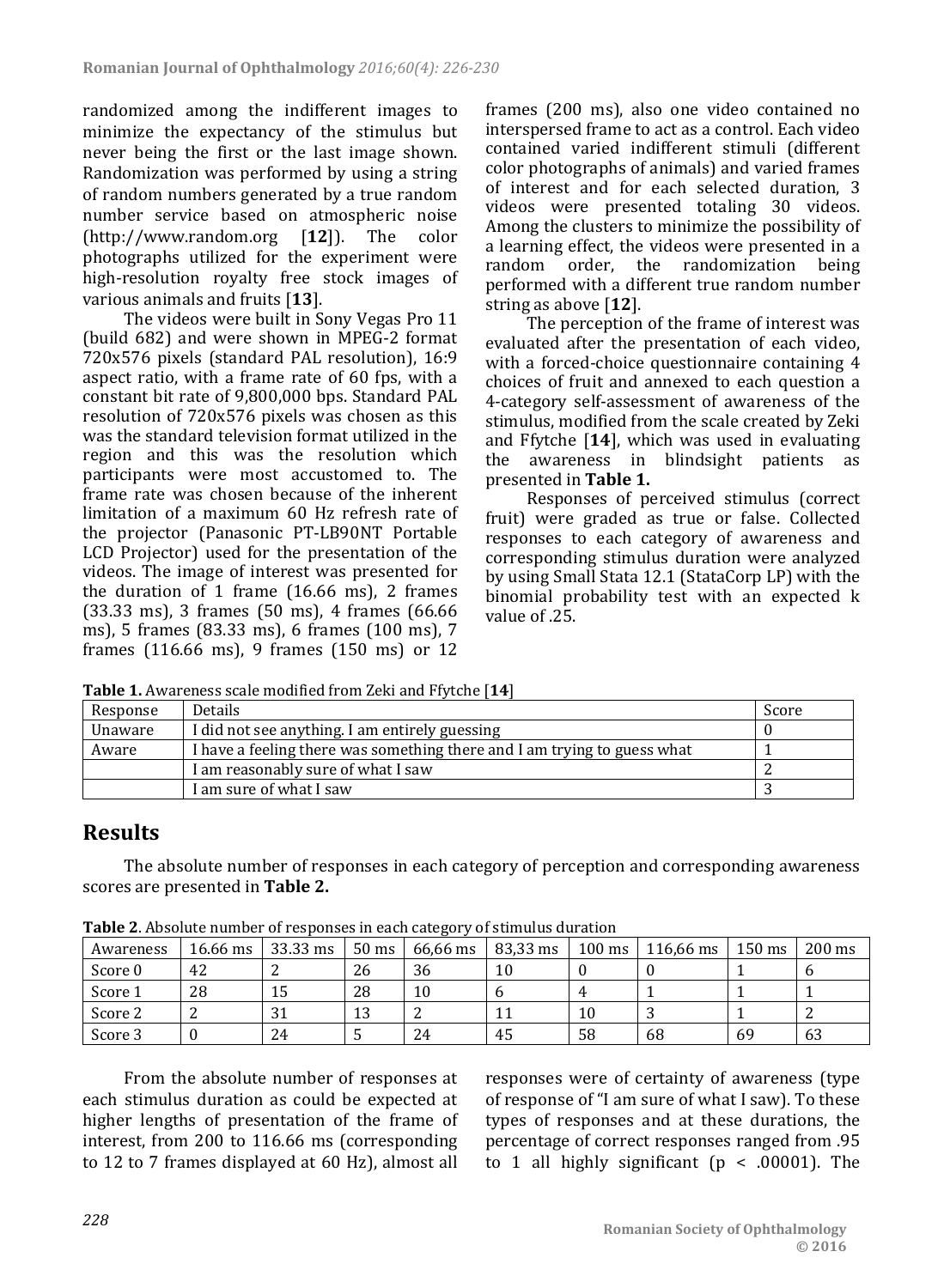randomized among the indifferent images to minimize the expectancy of the stimulus but never being the first or the last image shown. Randomization was performed by using a string of random numbers generated by a true random number service based on atmospheric noise (http://www.random.org [**12**]). The color photographs utilized for the experiment were high-resolution royalty free stock images of various animals and fruits [**13**].

The videos were built in Sony Vegas Pro 11 (build 682) and were shown in MPEG-2 format 720x576 pixels (standard PAL resolution), 16:9 aspect ratio, with a frame rate of 60 fps, with a constant bit rate of 9,800,000 bps. Standard PAL resolution of 720x576 pixels was chosen as this was the standard television format utilized in the region and this was the resolution which participants were most accustomed to. The frame rate was chosen because of the inherent limitation of a maximum 60 Hz refresh rate of the projector (Panasonic PT-LB90NT Portable LCD Projector) used for the presentation of the videos. The image of interest was presented for the duration of 1 frame (16.66 ms), 2 frames (33.33 ms), 3 frames (50 ms), 4 frames (66.66 ms), 5 frames (83.33 ms), 6 frames (100 ms), 7 frames (116.66 ms), 9 frames (150 ms) or 12 frames (200 ms), also one video contained no interspersed frame to act as a control. Each video contained varied indifferent stimuli (different color photographs of animals) and varied frames of interest and for each selected duration, 3 videos were presented totaling 30 videos. Among the clusters to minimize the possibility of a learning effect, the videos were presented in a random order, the randomization being performed with a different true random number string as above [**12**].

The perception of the frame of interest was evaluated after the presentation of each video, with a forced-choice questionnaire containing 4 choices of fruit and annexed to each question a 4-category self-assessment of awareness of the stimulus, modified from the scale created by Zeki and Ffytche [**14**], which was used in evaluating the awareness in blindsight patients as presented in **Table 1.**

Responses of perceived stimulus (correct fruit) were graded as true or false. Collected responses to each category of awareness and corresponding stimulus duration were analyzed by using Small Stata 12.1 (StataCorp LP) with the binomial probability test with an expected k value of .25.

**Table 1.** Awareness scale modified from Zeki and Ffytche [**14**]

| Response | Details | Score |
|---|---|---|
| Unaware | I did not see anything. I am entirely guessing | 0 |
| Aware | I have a feeling there was something there and I am trying to guess what | 1 |
| | I am reasonably sure of what I saw | 2 |
| | I am sure of what I saw | 3 |

## Results

The absolute number of responses in each category of perception and corresponding awareness scores are presented in **Table 2.**

**Table 2**. Absolute number of responses in each category of stimulus duration

| Awareness | 16.66 ms | 33.33 ms | 50 ms | 66,66 ms | 83,33 ms | 100 ms | 116,66 ms | 150 ms | 200 ms |
|---|---|---|---|---|---|---|---|---|---|
| Score 0 | 42 | 2 | 26 | 36 | 10 | 0 | 0 | 1 | 6 |
| Score 1 | 28 | 15 | 28 | 10 | 6 | 4 | 1 | 1 | 1 |
| Score 2 | 2 | 31 | 13 | 2 | 11 | 10 | 3 | 1 | 2 |
| Score 3 | 0 | 24 | 5 | 24 | 45 | 58 | 68 | 69 | 63 |

From the absolute number of responses at each stimulus duration as could be expected at higher lengths of presentation of the frame of interest, from 200 to 116.66 ms (corresponding to 12 to 7 frames displayed at 60 Hz), almost all responses were of certainty of awareness (type of response of "I am sure of what I saw). To these types of responses and at these durations, the percentage of correct responses ranged from .95 to 1 all highly significant ($p < .00001$). The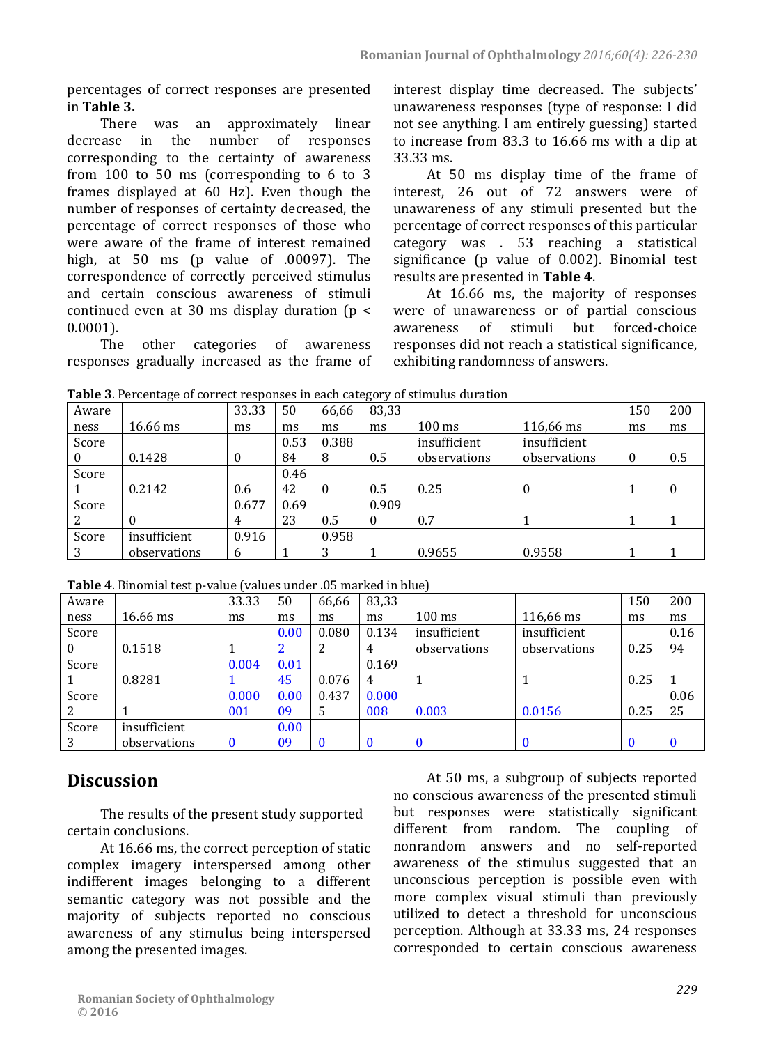percentages of correct responses are presented in **Table 3.**

There was an approximately linear decrease in the number of responses corresponding to the certainty of awareness from 100 to 50 ms (corresponding to 6 to 3 frames displayed at 60 Hz). Even though the number of responses of certainty decreased, the percentage of correct responses of those who were aware of the frame of interest remained high, at 50 ms (p value of .00097). The correspondence of correctly perceived stimulus and certain conscious awareness of stimuli continued even at 30 ms display duration ($p < 0.0001$).

The other categories of awareness responses gradually increased as the frame of interest display time decreased. The subjects' unawareness responses (type of response: I did not see anything. I am entirely guessing) started to increase from 83.3 to 16.66 ms with a dip at 33.33 ms.

At 50 ms display time of the frame of interest, 26 out of 72 answers were of unawareness of any stimuli presented but the percentage of correct responses of this particular category was . 53 reaching a statistical significance (p value of 0.002). Binomial test results are presented in **Table 4**.

At 16.66 ms, the majority of responses were of unawareness or of partial conscious awareness of stimuli but forced-choice responses did not reach a statistical significance, exhibiting randomness of answers.

**Table 3**. Percentage of correct responses in each category of stimulus duration

| Awareness | 16.66 ms | 33.33 ms | 50 ms | 66,66 ms | 83,33 ms | 100 ms | 116,66 ms | 150 ms | 200 ms |
|---|---|---|---|---|---|---|---|---|---|
| Score 0 | 0.1428 | 0 | 0.5384 | 0.3888 | 0.5 | insufficient observations | insufficient observations | 0 | 0.5 |
| Score 1 | 0.2142 | 0.6 | 0.4642 | 0 | 0.5 | 0.25 | 0 | 1 | 0 |
| Score 2 | 0 | 0.6774 | 0.6923 | 0.5 | 0.9090 | 0.7 | 1 | 1 | 1 |
| Score 3 | insufficient observations | 0.9166 | 1 | 0.9583 | 1 | 0.9655 | 0.9558 | 1 | 1 |

**Table 4**. Binomial test p-value (values under .05 marked in blue)

| Awareness | 16.66 ms | 33.33 ms | 50 ms | 66,66 ms | 83,33 ms | 100 ms | 116,66 ms | 150 ms | 200 ms |
|---|---|---|---|---|---|---|---|---|---|
| Score 0 | 0.1518 | 1 | 0.002 | 0.0802 | 0.1344 | insufficient observations | insufficient observations | 0.25 | 0.1694 |
| Score 1 | 0.8281 | 0.0041 | 0.0145 | 0.076 | 0.1694 | 1 | 1 | 0.25 | 1 |
| Score 2 | 1 | 0.000001 | 0.0009 | 0.4375 | 0.000008 | 0.003 | 0.0156 | 0.25 | 0.0625 |
| Score 3 | insufficient observations | 0 | 0.0009 | 0 | 0 | 0 | 0 | 0 | 0 |

## Discussion

The results of the present study supported certain conclusions.

At 16.66 ms, the correct perception of static complex imagery interspersed among other indifferent images belonging to a different semantic category was not possible and the majority of subjects reported no conscious awareness of any stimulus being interspersed among the presented images.

At 50 ms, a subgroup of subjects reported no conscious awareness of the presented stimuli but responses were statistically significant different from random. The coupling of nonrandom answers and no self-reported awareness of the stimulus suggested that an unconscious perception is possible even with more complex visual stimuli than previously utilized to detect a threshold for unconscious perception. Although at 33.33 ms, 24 responses corresponded to certain conscious awareness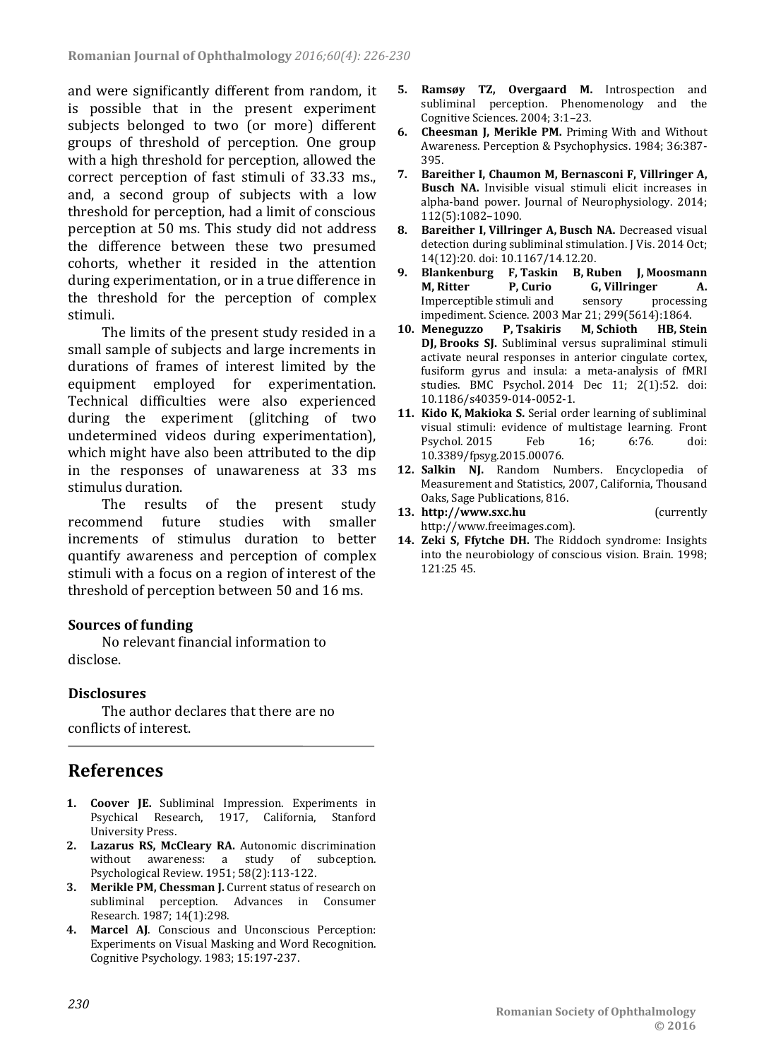and were significantly different from random, it is possible that in the present experiment subjects belonged to two (or more) different groups of threshold of perception. One group with a high threshold for perception, allowed the correct perception of fast stimuli of 33.33 ms., and, a second group of subjects with a low threshold for perception, had a limit of conscious perception at 50 ms. This study did not address the difference between these two presumed cohorts, whether it resided in the attention during experimentation, or in a true difference in the threshold for the perception of complex stimuli.

The limits of the present study resided in a small sample of subjects and large increments in durations of frames of interest limited by the equipment employed for experimentation. Technical difficulties were also experienced during the experiment (glitching of two undetermined videos during experimentation), which might have also been attributed to the dip in the responses of unawareness at 33 ms stimulus duration.

The results of the present study recommend future studies with smaller increments of stimulus duration to better quantify awareness and perception of complex stimuli with a focus on a region of interest of the threshold of perception between 50 and 16 ms.

### Sources of funding

No relevant financial information to disclose.

### Disclosures

The author declares that there are no conflicts of interest.

## References

1. **Coover JE.** Subliminal Impression. Experiments in Psychical Research, 1917, California, Stanford University Press.
2. **Lazarus RS, McCleary RA.** Autonomic discrimination without awareness: a study of subception. Psychological Review. 1951; 58(2):113-122.
3. **Merikle PM, Chessman J.** Current status of research on subliminal perception. Advances in Consumer Research. 1987; 14(1):298.
4. **Marcel AJ**. Conscious and Unconscious Perception: Experiments on Visual Masking and Word Recognition. Cognitive Psychology. 1983; 15:197-237.
5. **Ramsøy TZ, Overgaard M.** Introspection and subliminal perception. Phenomenology and the Cognitive Sciences. 2004; 3:1–23.
6. **Cheesman J, Merikle PM.** Priming With and Without Awareness. Perception & Psychophysics. 1984; 36:387-395.
7. **Bareither I, Chaumon M, Bernasconi F, Villringer A, Busch NA.** Invisible visual stimuli elicit increases in alpha-band power. Journal of Neurophysiology. 2014; 112(5):1082–1090.
8. **Bareither I, Villringer A, Busch NA.** Decreased visual detection during subliminal stimulation. J Vis. 2014 Oct; 14(12):20. doi: 10.1167/14.12.20.
9. **Blankenburg F, Taskin B, Ruben J, Moosmann M, Ritter P, Curio G, Villringer A.** Imperceptible stimuli and sensory processing impediment. Science. 2003 Mar 21; 299(5614):1864.
10. **Meneguzzo P, Tsakiris M, Schioth HB, Stein DJ, Brooks SJ.** Subliminal versus supraliminal stimuli activate neural responses in anterior cingulate cortex, fusiform gyrus and insula: a meta-analysis of fMRI studies. BMC Psychol. 2014 Dec 11; 2(1):52. doi: 10.1186/s40359-014-0052-1.
11. **Kido K, Makioka S.** Serial order learning of subliminal visual stimuli: evidence of multistage learning. Front Psychol. 2015 Feb 16; 6:76. doi: 10.3389/fpsyg.2015.00076.
12. **Salkin NJ.** Random Numbers. Encyclopedia of Measurement and Statistics, 2007, California, Thousand Oaks, Sage Publications, 816.
13. **http://www.sxc.hu** (currently http://www.freeimages.com).
14. **Zeki S, Ffytche DH.** The Riddoch syndrome: Insights into the neurobiology of conscious vision. Brain. 1998; 121:25 45.